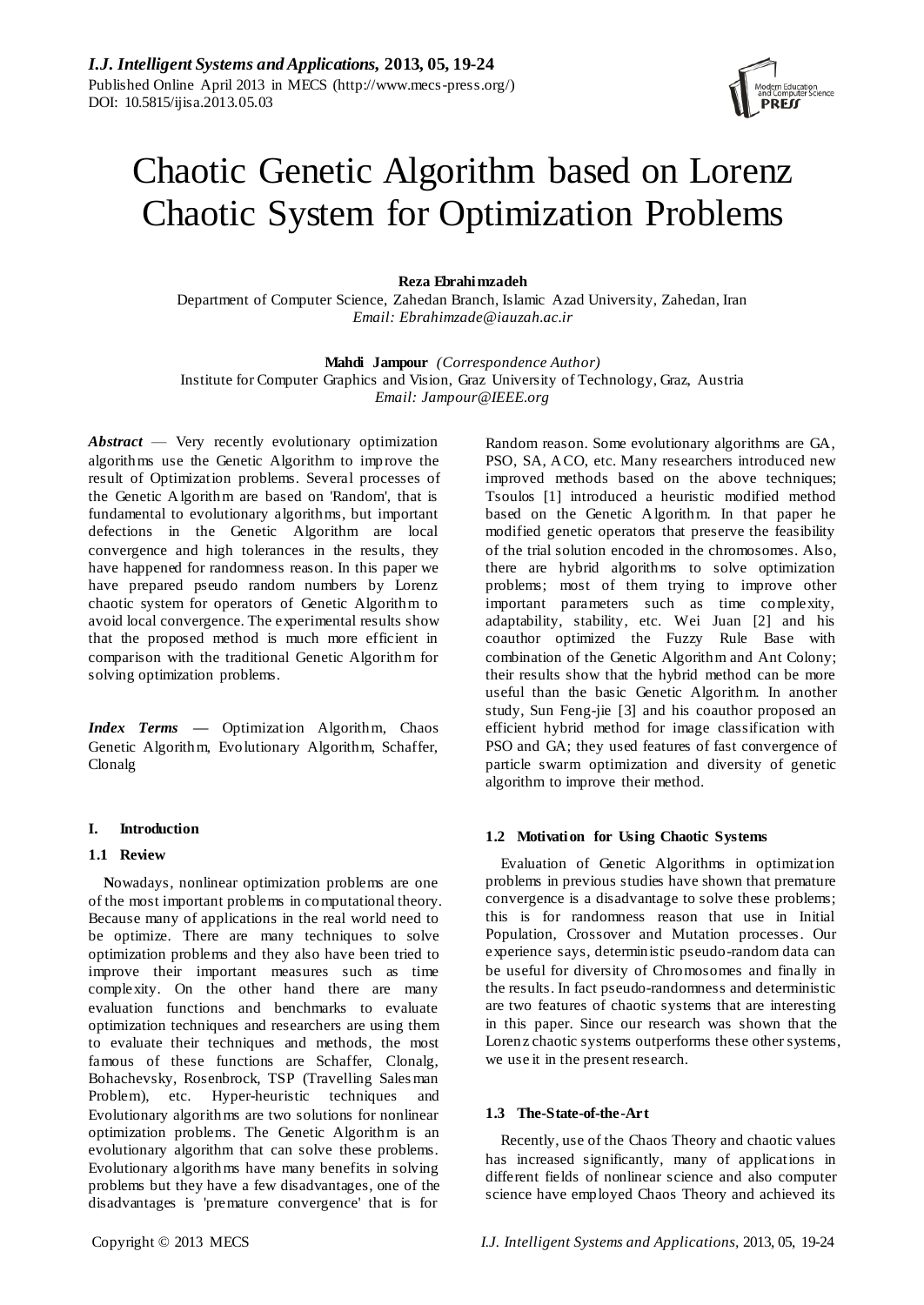# Chaotic Genetic Algorithm based on Lorenz Chaotic System for Optimization Problems

**Reza Ebrahimzadeh**
Department of Computer Science, Zahedan Branch, Islamic Azad University, Zahedan, Iran
*Email: Ebrahimzade@iauzah.ac.ir*

**Mahdi Jampour** *(Correspondence Author)*
Institute for Computer Graphics and Vision, Graz University of Technology, Graz, Austria
*Email: Jampour@IEEE.org*

***Abstract*** — Very recently evolutionary optimization algorithms use the Genetic Algorithm to improve the result of Optimization problems. Several processes of the Genetic Algorithm are based on 'Random', that is fundamental to evolutionary algorithms, but important defections in the Genetic Algorithm are local convergence and high tolerances in the results, they have happened for randomness reason. In this paper we have prepared pseudo random numbers by Lorenz chaotic system for operators of Genetic Algorithm to avoid local convergence. The experimental results show that the proposed method is much more efficient in comparison with the traditional Genetic Algorithm for solving optimization problems.

***Index Terms*** — Optimization Algorithm, Chaos Genetic Algorithm, Evolutionary Algorithm, Schaffer, Clonalg

## I. Introduction

### 1.1 Review

**N**owadays, nonlinear optimization problems are one of the most important problems in computational theory. Because many of applications in the real world need to be optimize. There are many techniques to solve optimization problems and they also have been tried to improve their important measures such as time complexity. On the other hand there are many evaluation functions and benchmarks to evaluate optimization techniques and researchers are using them to evaluate their techniques and methods, the most famous of these functions are Schaffer, Clonalg, Bohachevsky, Rosenbrock, TSP (Travelling Salesman Problem), etc. Hyper-heuristic techniques and Evolutionary algorithms are two solutions for nonlinear optimization problems. The Genetic Algorithm is an evolutionary algorithm that can solve these problems. Evolutionary algorithms have many benefits in solving problems but they have a few disadvantages, one of the disadvantages is 'premature convergence' that is for Random reason. Some evolutionary algorithms are GA, PSO, SA, ACO, etc. Many researchers introduced new improved methods based on the above techniques; Tsoulos [1] introduced a heuristic modified method based on the Genetic Algorithm. In that paper he modified genetic operators that preserve the feasibility of the trial solution encoded in the chromosomes. Also, there are hybrid algorithms to solve optimization problems; most of them trying to improve other important parameters such as time complexity, adaptability, stability, etc. Wei Juan [2] and his coauthor optimized the Fuzzy Rule Base with combination of the Genetic Algorithm and Ant Colony; their results show that the hybrid method can be more useful than the basic Genetic Algorithm. In another study, Sun Feng-jie [3] and his coauthor proposed an efficient hybrid method for image classification with PSO and GA; they used features of fast convergence of particle swarm optimization and diversity of genetic algorithm to improve their method.

### 1.2 Motivation for Using Chaotic Systems

Evaluation of Genetic Algorithms in optimization problems in previous studies have shown that premature convergence is a disadvantage to solve these problems; this is for randomness reason that use in Initial Population, Crossover and Mutation processes. Our experience says, deterministic pseudo-random data can be useful for diversity of Chromosomes and finally in the results. In fact pseudo-randomness and deterministic are two features of chaotic systems that are interesting in this paper. Since our research was shown that the Lorenz chaotic systems outperforms these other systems, we use it in the present research.

### 1.3 The-State-of-the-Art

Recently, use of the Chaos Theory and chaotic values has increased significantly, many of applications in different fields of nonlinear science and also computer science have employed Chaos Theory and achieved its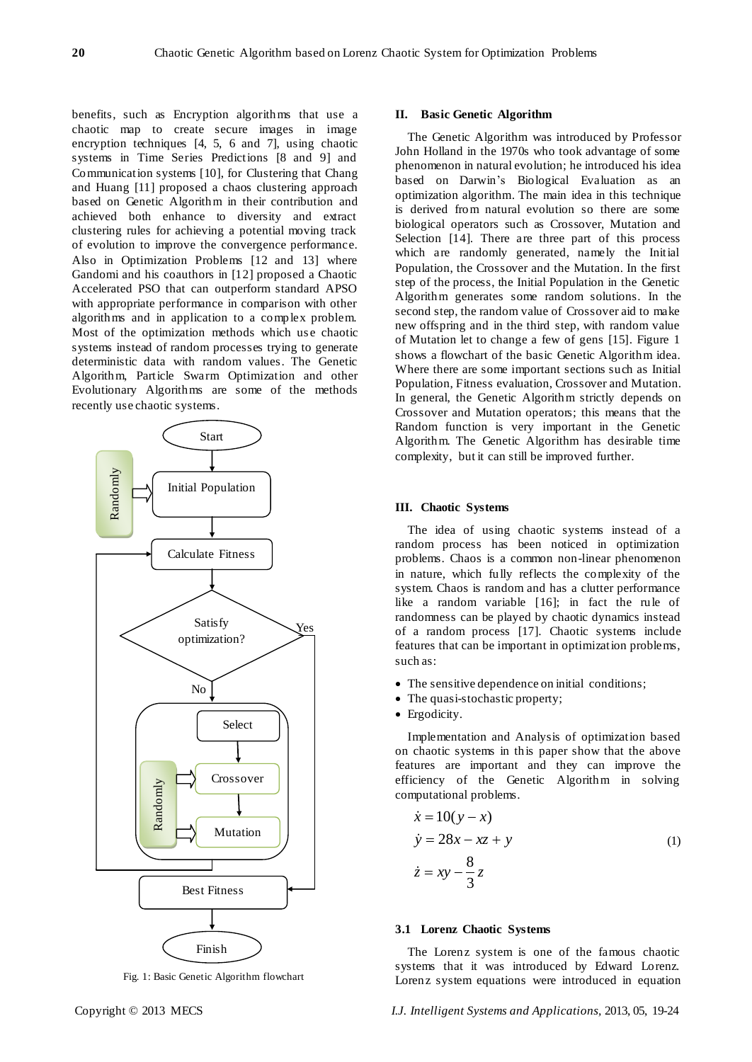benefits, such as Encryption algorithms that use a chaotic map to create secure images in image encryption techniques [4, 5, 6 and 7], using chaotic systems in Time Series Predictions [8 and 9] and Communication systems [10], for Clustering that Chang and Huang [11] proposed a chaos clustering approach based on Genetic Algorithm in their contribution and achieved both enhance to diversity and extract clustering rules for achieving a potential moving track of evolution to improve the convergence performance. Also in Optimization Problems [12 and 13] where Gandomi and his coauthors in [12] proposed a Chaotic Accelerated PSO that can outperform standard APSO with appropriate performance in comparison with other algorithms and in application to a complex problem. Most of the optimization methods which use chaotic systems instead of random processes trying to generate deterministic data with random values. The Genetic Algorithm, Particle Swarm Optimization and other Evolutionary Algorithms are some of the methods recently use chaotic systems.

Fig. 1: Basic Genetic Algorithm flowchart

## II. Basic Genetic Algorithm

The Genetic Algorithm was introduced by Professor John Holland in the 1970s who took advantage of some phenomenon in natural evolution; he introduced his idea based on Darwin's Biological Evaluation as an optimization algorithm. The main idea in this technique is derived from natural evolution so there are some biological operators such as Crossover, Mutation and Selection [14]. There are three part of this process which are randomly generated, namely the Initial Population, the Crossover and the Mutation. In the first step of the process, the Initial Population in the Genetic Algorithm generates some random solutions. In the second step, the random value of Crossover aid to make new offspring and in the third step, with random value of Mutation let to change a few of gens [15]. Figure 1 shows a flowchart of the basic Genetic Algorithm idea. Where there are some important sections such as Initial Population, Fitness evaluation, Crossover and Mutation. In general, the Genetic Algorithm strictly depends on Crossover and Mutation operators; this means that the Random function is very important in the Genetic Algorithm. The Genetic Algorithm has desirable time complexity, but it can still be improved further.

## III. Chaotic Systems

The idea of using chaotic systems instead of a random process has been noticed in optimization problems. Chaos is a common non-linear phenomenon in nature, which fully reflects the complexity of the system. Chaos is random and has a clutter performance like a random variable [16]; in fact the rule of randomness can be played by chaotic dynamics instead of a random process [17]. Chaotic systems include features that can be important in optimization problems, such as:

- The sensitive dependence on initial conditions;
- The quasi-stochastic property;
- Ergodicity.

Implementation and Analysis of optimization based on chaotic systems in this paper show that the above features are important and they can improve the efficiency of the Genetic Algorithm in solving computational problems.

$$
\begin{aligned}
\dot{x} &= 10(y - x) \\
\dot{y} &= 28x - xz + y \\
\dot{z} &= xy - \frac{8}{3}z
\end{aligned}
\tag{1}
$$

### 3.1 Lorenz Chaotic Systems

The Lorenz system is one of the famous chaotic systems that it was introduced by Edward Lorenz. Lorenz system equations were introduced in equation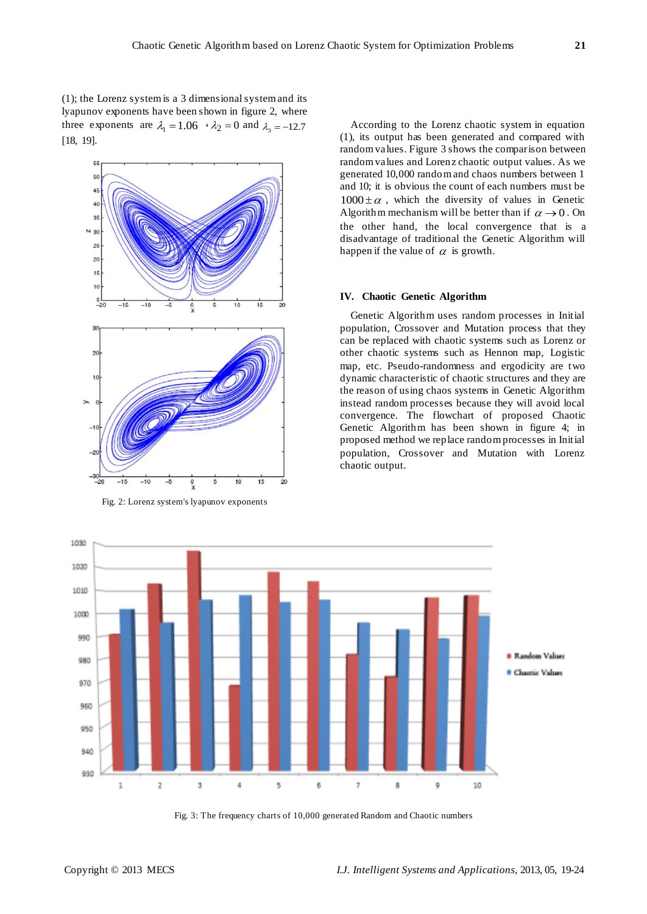(1); the Lorenz system is a 3 dimensional system and its lyapunov exponents have been shown in figure 2, where three exponents are $\lambda_1 = 1.06$, $\lambda_2 = 0$ and $\lambda_3 = -12.7$ [18, 19].

Fig. 2: Lorenz system's lyapunov exponents

According to the Lorenz chaotic system in equation (1), its output has been generated and compared with random values. Figure 3 shows the comparison between random values and Lorenz chaotic output values. As we generated 10,000 random and chaos numbers between 1 and 10; it is obvious the count of each numbers must be $1000 \pm \alpha$, which the diversity of values in Genetic Algorithm mechanism will be better than if $\alpha \rightarrow 0$. On the other hand, the local convergence that is a disadvantage of traditional the Genetic Algorithm will happen if the value of $\alpha$ is growth.

## IV. Chaotic Genetic Algorithm

Genetic Algorithm uses random processes in Initial population, Crossover and Mutation process that they can be replaced with chaotic systems such as Lorenz or other chaotic systems such as Hennon map, Logistic map, etc. Pseudo-randomness and ergodicity are two dynamic characteristic of chaotic structures and they are the reason of using chaos systems in Genetic Algorithm instead random processes because they will avoid local convergence. The flowchart of proposed Chaotic Genetic Algorithm has been shown in figure 4; in proposed method we replace random processes in Initial population, Crossover and Mutation with Lorenz chaotic output.

Fig. 3: The frequency charts of 10,000 generated Random and Chaotic numbers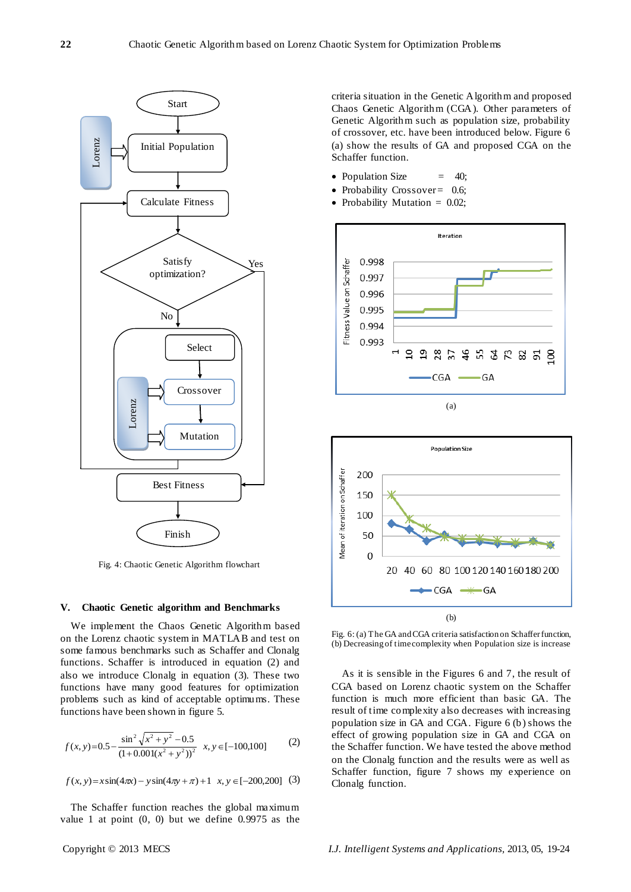Fig. 4: Chaotic Genetic Algorithm flowchart

## V. Chaotic Genetic algorithm and Benchmarks

We implement the Chaos Genetic Algorithm based on the Lorenz chaotic system in MATLAB and test on some famous benchmarks such as Schaffer and Clonalg functions. Schaffer is introduced in equation (2) and also we introduce Clonalg in equation (3). These two functions have many good features for optimization problems such as kind of acceptable optimums. These functions have been shown in figure 5.

$$f(x,y)=0.5-\frac{\sin^2\sqrt{x^2+y^2}-0.5}{(1+0.001(x^2+y^2))^2} \quad x,y\in[-100,100] \tag{2}$$

$$f(x,y)=x\sin(4\pi x)-y\sin(4\pi y+\pi)+1 \quad x,y\in[-200,200] \tag{3}$$

The Schaffer function reaches the global maximum value 1 at point (0, 0) but we define 0.9975 as the criteria situation in the Genetic Algorithm and proposed Chaos Genetic Algorithm (CGA). Other parameters of Genetic Algorithm such as population size, probability of crossover, etc. have been introduced below. Figure 6 (a) show the results of GA and proposed CGA on the Schaffer function.

- Population Size = 40;
- Probability Crossover = 0.6;
- Probability Mutation = 0.02;

(a)

(b)

Fig. 6: (a) The GA and CGA criteria satisfaction on Schaffer function, (b) Decreasing of time complexity when Population size is increase

As it is sensible in the Figures 6 and 7, the result of CGA based on Lorenz chaotic system on the Schaffer function is much more efficient than basic GA. The result of time complexity also decreases with increasing population size in GA and CGA. Figure 6 (b) shows the effect of growing population size in GA and CGA on the Schaffer function. We have tested the above method on the Clonalg function and the results were as well as Schaffer function, figure 7 shows my experience on Clonalg function.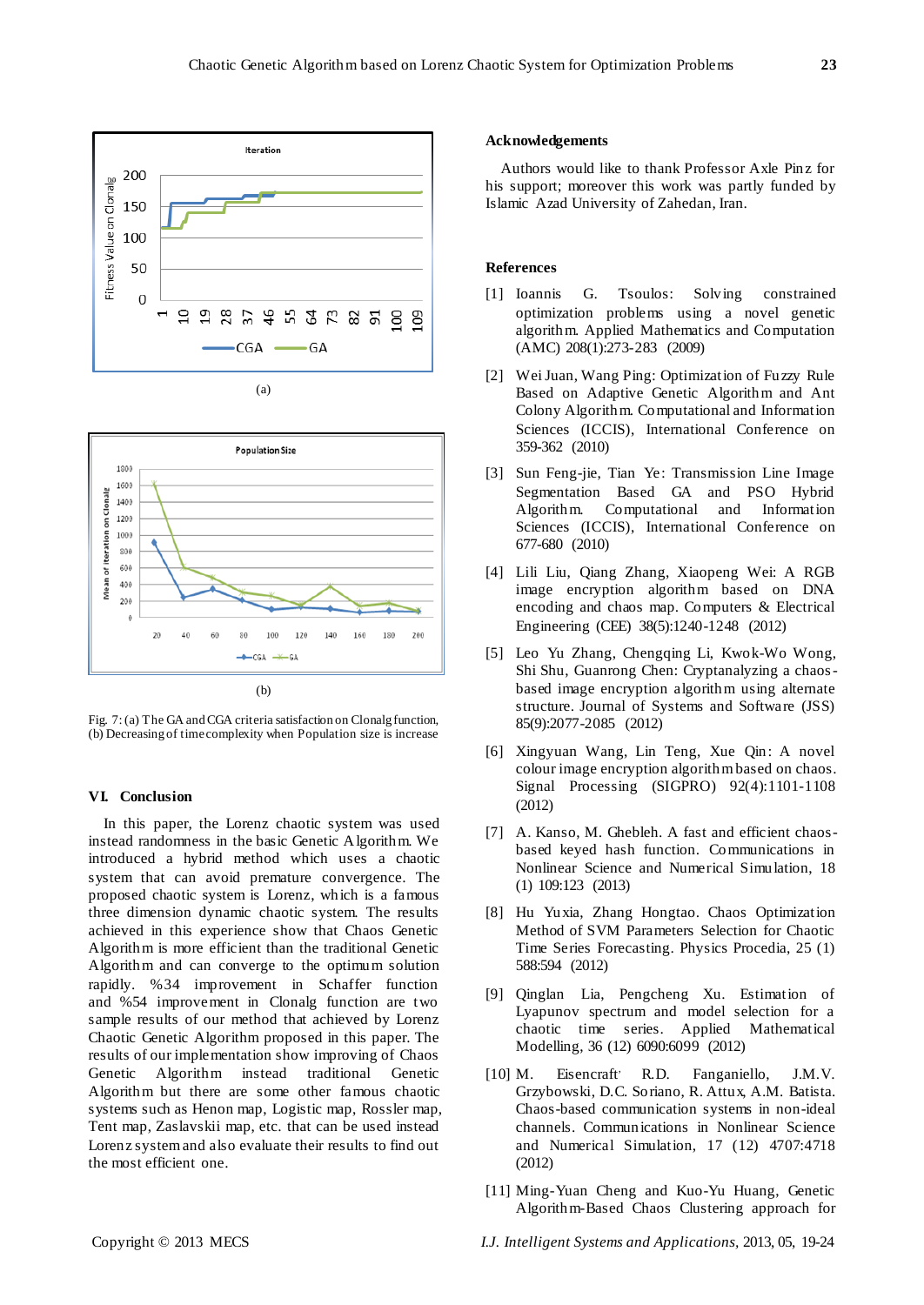(a)

(b)

Fig. 7: (a) The GA and CGA criteria satisfaction on Clonalg function, (b) Decreasing of time complexity when Population size is increase

## VI. Conclusion

In this paper, the Lorenz chaotic system was used instead randomness in the basic Genetic Algorithm. We introduced a hybrid method which uses a chaotic system that can avoid premature convergence. The proposed chaotic system is Lorenz, which is a famous three dimension dynamic chaotic system. The results achieved in this experience show that Chaos Genetic Algorithm is more efficient than the traditional Genetic Algorithm and can converge to the optimum solution rapidly. %34 improvement in Schaffer function and %54 improvement in Clonalg function are two sample results of our method that achieved by Lorenz Chaotic Genetic Algorithm proposed in this paper. The results of our implementation show improving of Chaos Genetic Algorithm instead traditional Genetic Algorithm but there are some other famous chaotic systems such as Henon map, Logistic map, Rossler map, Tent map, Zaslavskii map, etc. that can be used instead Lorenz system and also evaluate their results to find out the most efficient one.

## Acknowledgements

Authors would like to thank Professor Axle Pinz for his support; moreover this work was partly funded by Islamic Azad University of Zahedan, Iran.

## References

[1] Ioannis G. Tsoulos: Solving constrained optimization problems using a novel genetic algorithm. Applied Mathematics and Computation (AMC) 208(1):273-283 (2009)

[2] Wei Juan, Wang Ping: Optimization of Fuzzy Rule Based on Adaptive Genetic Algorithm and Ant Colony Algorithm. Computational and Information Sciences (ICCIS), International Conference on 359-362 (2010)

[3] Sun Feng-jie, Tian Ye: Transmission Line Image Segmentation Based GA and PSO Hybrid Algorithm. Computational and Information Sciences (ICCIS), International Conference on 677-680 (2010)

[4] Lili Liu, Qiang Zhang, Xiaopeng Wei: A RGB image encryption algorithm based on DNA encoding and chaos map. Computers & Electrical Engineering (CEE) 38(5):1240-1248 (2012)

[5] Leo Yu Zhang, Chengqing Li, Kwok-Wo Wong, Shi Shu, Guanrong Chen: Cryptanalyzing a chaos-based image encryption algorithm using alternate structure. Journal of Systems and Software (JSS) 85(9):2077-2085 (2012)

[6] Xingyuan Wang, Lin Teng, Xue Qin: A novel colour image encryption algorithm based on chaos. Signal Processing (SIGPRO) 92(4):1101-1108 (2012)

[7] A. Kanso, M. Ghebleh. A fast and efficient chaos-based keyed hash function. Communications in Nonlinear Science and Numerical Simulation, 18 (1) 109:123 (2013)

[8] Hu Yuxia, Zhang Hongtao. Chaos Optimization Method of SVM Parameters Selection for Chaotic Time Series Forecasting. Physics Procedia, 25 (1) 588:594 (2012)

[9] Qinglan Lia, Pengcheng Xu. Estimation of Lyapunov spectrum and model selection for a chaotic time series. Applied Mathematical Modelling, 36 (12) 6090:6099 (2012)

[10] M. Eisencraft, R.D. Fanganiello, J.M.V. Grzybowski, D.C. Soriano, R. Attux, A.M. Batista. Chaos-based communication systems in non-ideal channels. Communications in Nonlinear Science and Numerical Simulation, 17 (12) 4707:4718 (2012)

[11] Ming-Yuan Cheng and Kuo-Yu Huang, Genetic Algorithm-Based Chaos Clustering approach for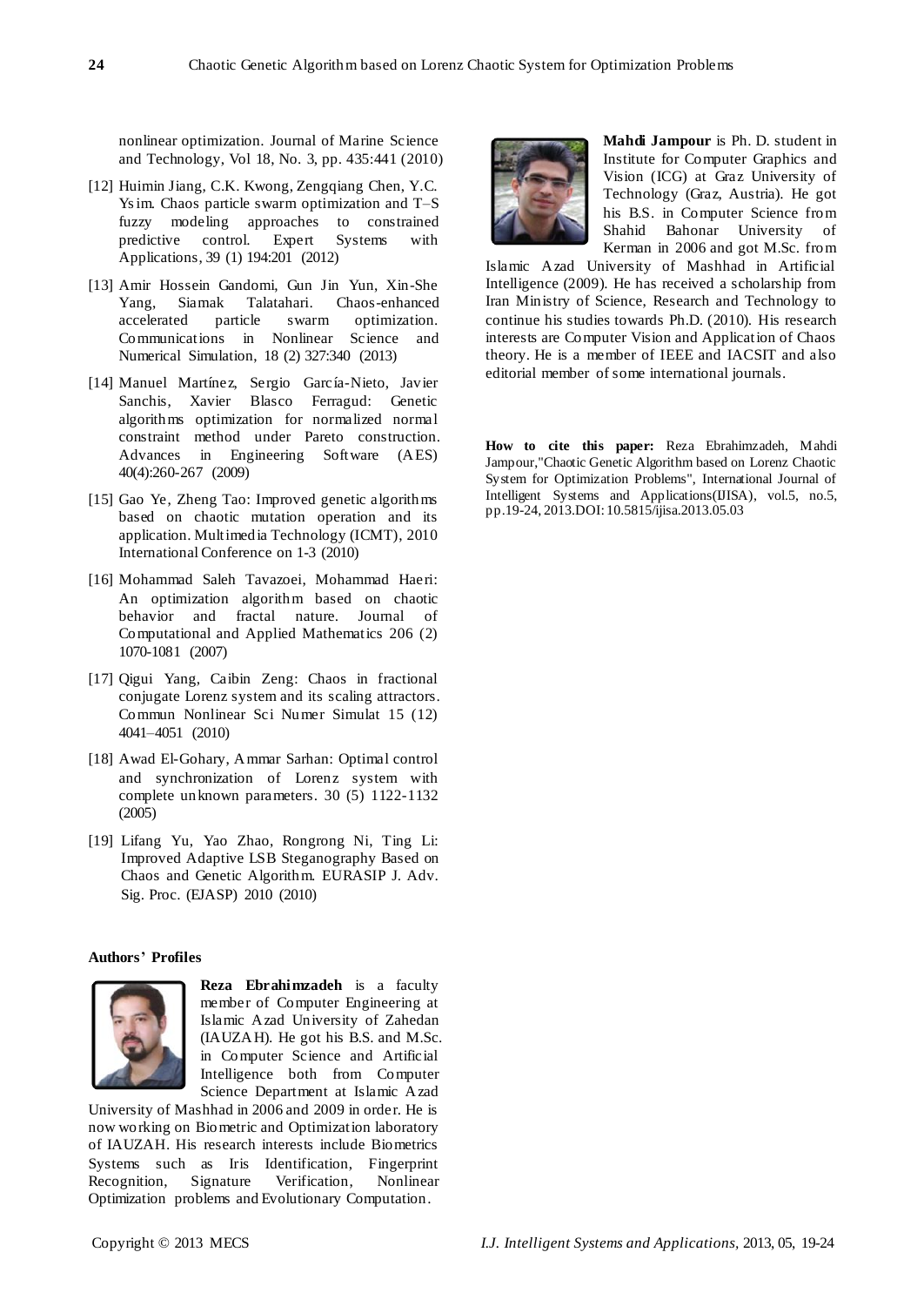nonlinear optimization. Journal of Marine Science and Technology, Vol 18, No. 3, pp. 435:441 (2010)

[12] Huimin Jiang, C.K. Kwong, Zengqiang Chen, Y.C. Ysim. Chaos particle swarm optimization and T–S fuzzy modeling approaches to constrained predictive control. Expert Systems with Applications, 39 (1) 194:201 (2012)

[13] Amir Hossein Gandomi, Gun Jin Yun, Xin-She Yang, Siamak Talatahari. Chaos-enhanced accelerated particle swarm optimization. Communications in Nonlinear Science and Numerical Simulation, 18 (2) 327:340 (2013)

[14] Manuel Martínez, Sergio García-Nieto, Javier Sanchis, Xavier Blasco Ferragud: Genetic algorithms optimization for normalized normal constraint method under Pareto construction. Advances in Engineering Software (AES) 40(4):260-267 (2009)

[15] Gao Ye, Zheng Tao: Improved genetic algorithms based on chaotic mutation operation and its application. Multimedia Technology (ICMT), 2010 International Conference on 1-3 (2010)

[16] Mohammad Saleh Tavazoei, Mohammad Haeri: An optimization algorithm based on chaotic behavior and fractal nature. Journal of Computational and Applied Mathematics 206 (2) 1070-1081 (2007)

[17] Qigui Yang, Caibin Zeng: Chaos in fractional conjugate Lorenz system and its scaling attractors. Commun Nonlinear Sci Numer Simulat 15 (12) 4041–4051 (2010)

[18] Awad El-Gohary, Ammar Sarhan: Optimal control and synchronization of Lorenz system with complete unknown parameters. 30 (5) 1122-1132 (2005)

[19] Lifang Yu, Yao Zhao, Rongrong Ni, Ting Li: Improved Adaptive LSB Steganography Based on Chaos and Genetic Algorithm. EURASIP J. Adv. Sig. Proc. (EJASP) 2010 (2010)

**Authors' Profiles**

**Reza Ebrahimzadeh** is a faculty member of Computer Engineering at Islamic Azad University of Zahedan (IAUZAH). He got his B.S. and M.Sc. in Computer Science and Artificial Intelligence both from Computer Science Department at Islamic Azad University of Mashhad in 2006 and 2009 in order. He is now working on Biometric and Optimization laboratory of IAUZAH. His research interests include Biometrics Systems such as Iris Identification, Fingerprint Recognition, Signature Verification, Nonlinear Optimization problems and Evolutionary Computation.

**Mahdi Jampour** is Ph. D. student in Institute for Computer Graphics and Vision (ICG) at Graz University of Technology (Graz, Austria). He got his B.S. in Computer Science from Shahid Bahonar University of Kerman in 2006 and got M.Sc. from Islamic Azad University of Mashhad in Artificial Intelligence (2009). He has received a scholarship from Iran Ministry of Science, Research and Technology to continue his studies towards Ph.D. (2010). His research interests are Computer Vision and Application of Chaos theory. He is a member of IEEE and IACSIT and also editorial member of some international journals.

**How to cite this paper:** Reza Ebrahimzadeh, Mahdi Jampour,"Chaotic Genetic Algorithm based on Lorenz Chaotic System for Optimization Problems", International Journal of Intelligent Systems and Applications(IJISA), vol.5, no.5, pp.19-24, 2013.DOI: 10.5815/ijisa.2013.05.03